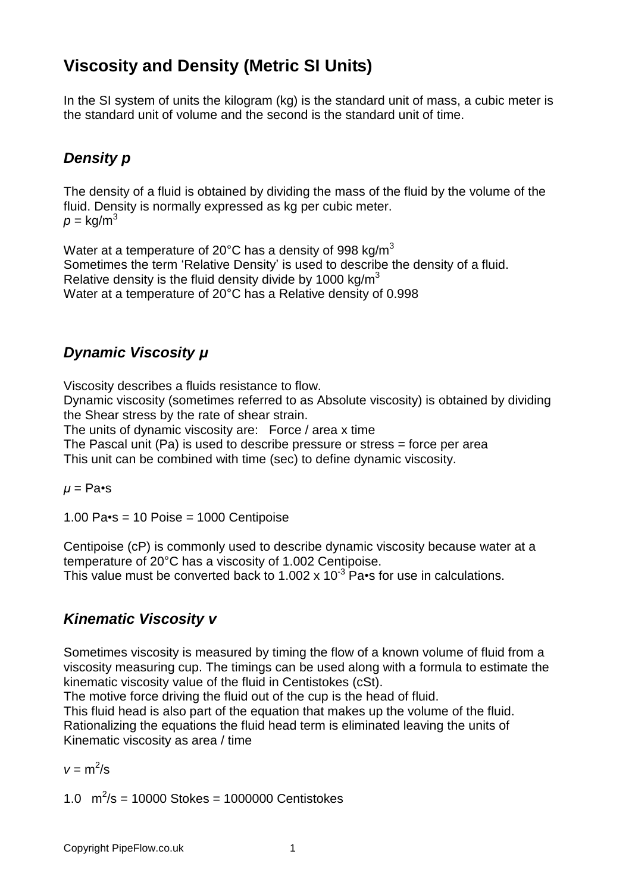# Viscosity and Density (Metric SI Units)

In the SI system of units the kilogram (kg) is the standard unit of mass, a cubic meter is the standard unit of volume and the second is the standard unit of time.

## *Density p*

The density of a fluid is obtained by dividing the mass of the fluid by the volume of the fluid. Density is normally expressed as kg per cubic meter.
$p = \text{kg/m}^3$

Water at a temperature of 20°C has a density of 998 kg/m$^3$
Sometimes the term 'Relative Density' is used to describe the density of a fluid.
Relative density is the fluid density divide by 1000 kg/m$^3$
Water at a temperature of 20°C has a Relative density of 0.998

## *Dynamic Viscosity μ*

Viscosity describes a fluids resistance to flow.
Dynamic viscosity (sometimes referred to as Absolute viscosity) is obtained by dividing the Shear stress by the rate of shear strain.
The units of dynamic viscosity are: Force / area x time
The Pascal unit (Pa) is used to describe pressure or stress = force per area
This unit can be combined with time (sec) to define dynamic viscosity.

$\mu = \text{Pa}\bullet\text{s}$

1.00 Pa•s = 10 Poise = 1000 Centipoise

Centipoise (cP) is commonly used to describe dynamic viscosity because water at a temperature of 20°C has a viscosity of 1.002 Centipoise.
This value must be converted back to $1.002 \times 10^{-3}$ Pa•s for use in calculations.

## *Kinematic Viscosity v*

Sometimes viscosity is measured by timing the flow of a known volume of fluid from a viscosity measuring cup. The timings can be used along with a formula to estimate the kinematic viscosity value of the fluid in Centistokes (cSt).
The motive force driving the fluid out of the cup is the head of fluid.
This fluid head is also part of the equation that makes up the volume of the fluid.
Rationalizing the equations the fluid head term is eliminated leaving the units of Kinematic viscosity as area / time

$v = \text{m}^2/\text{s}$

1.0 m$^2$/s = 10000 Stokes = 1000000 Centistokes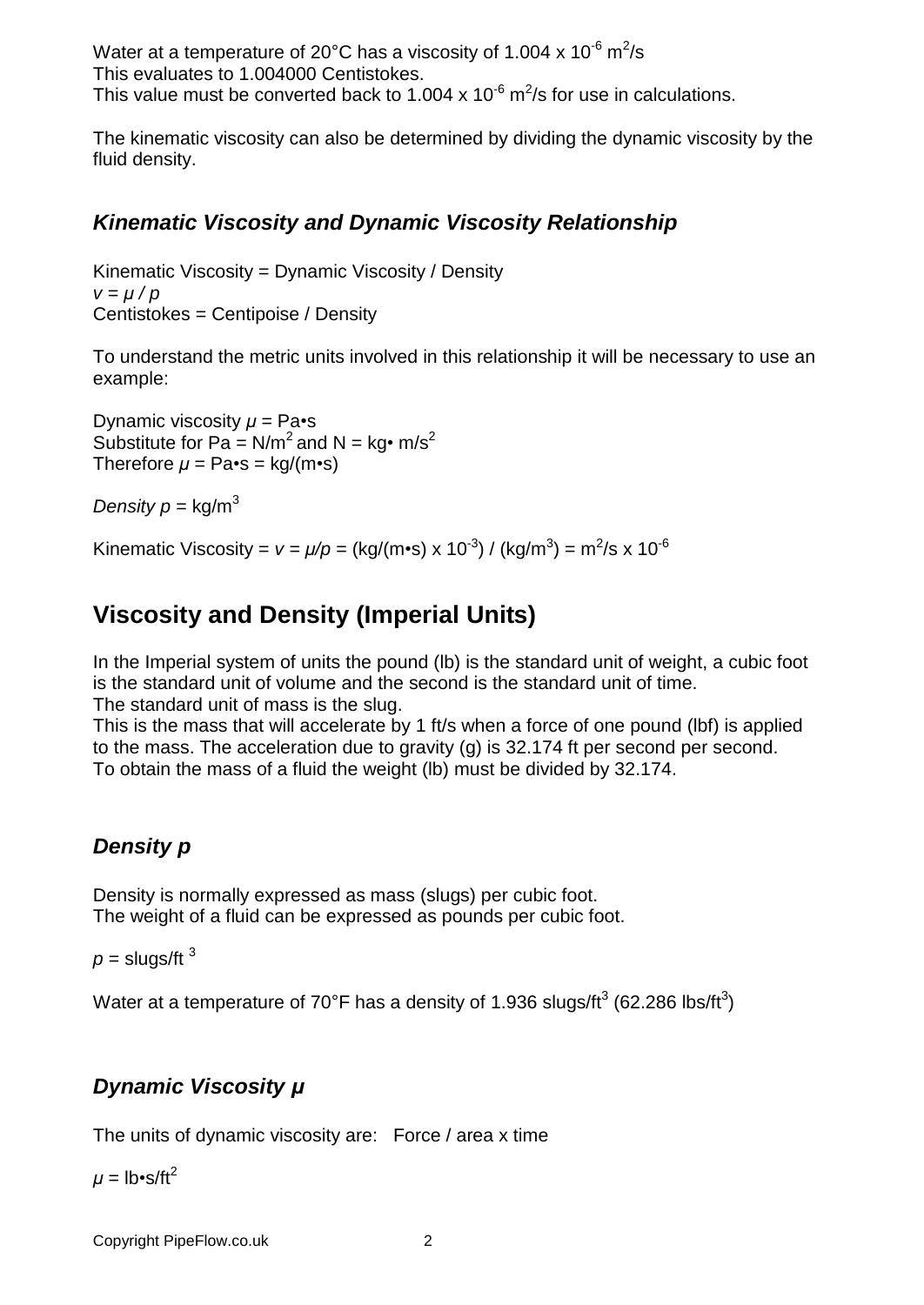Water at a temperature of 20°C has a viscosity of $1.004 \times 10^{-6}$ $m^2/s$
This evaluates to 1.004000 Centistokes.
This value must be converted back to $1.004 \times 10^{-6}$ $m^2/s$ for use in calculations.

The kinematic viscosity can also be determined by dividing the dynamic viscosity by the fluid density.

### *Kinematic Viscosity and Dynamic Viscosity Relationship*

Kinematic Viscosity = Dynamic Viscosity / Density
$v = \mu / p$
Centistokes = Centipoise / Density

To understand the metric units involved in this relationship it will be necessary to use an example:

Dynamic viscosity $\mu$ = Pa•s
Substitute for Pa = $N/m^2$ and N = kg• $m/s^2$
Therefore $\mu$ = Pa•s = kg/(m•s)

*Density* $p$ = $kg/m^3$

Kinematic Viscosity = $v = \mu/p$ = (kg/(m•s) x $10^{-3}$) / ($kg/m^3$) = $m^2/s \times 10^{-6}$

## Viscosity and Density (Imperial Units)

In the Imperial system of units the pound (lb) is the standard unit of weight, a cubic foot is the standard unit of volume and the second is the standard unit of time.
The standard unit of mass is the slug.
This is the mass that will accelerate by 1 ft/s when a force of one pound (lbf) is applied to the mass. The acceleration due to gravity (g) is 32.174 ft per second per second.
To obtain the mass of a fluid the weight (lb) must be divided by 32.174.

### *Density p*

Density is normally expressed as mass (slugs) per cubic foot.
The weight of a fluid can be expressed as pounds per cubic foot.

$p$ = slugs/$ft^3$

Water at a temperature of 70°F has a density of 1.936 slugs/$ft^3$ (62.286 lbs/$ft^3$)

### *Dynamic Viscosity μ*

The units of dynamic viscosity are: Force / area x time

$\mu$ = lb•s/$ft^2$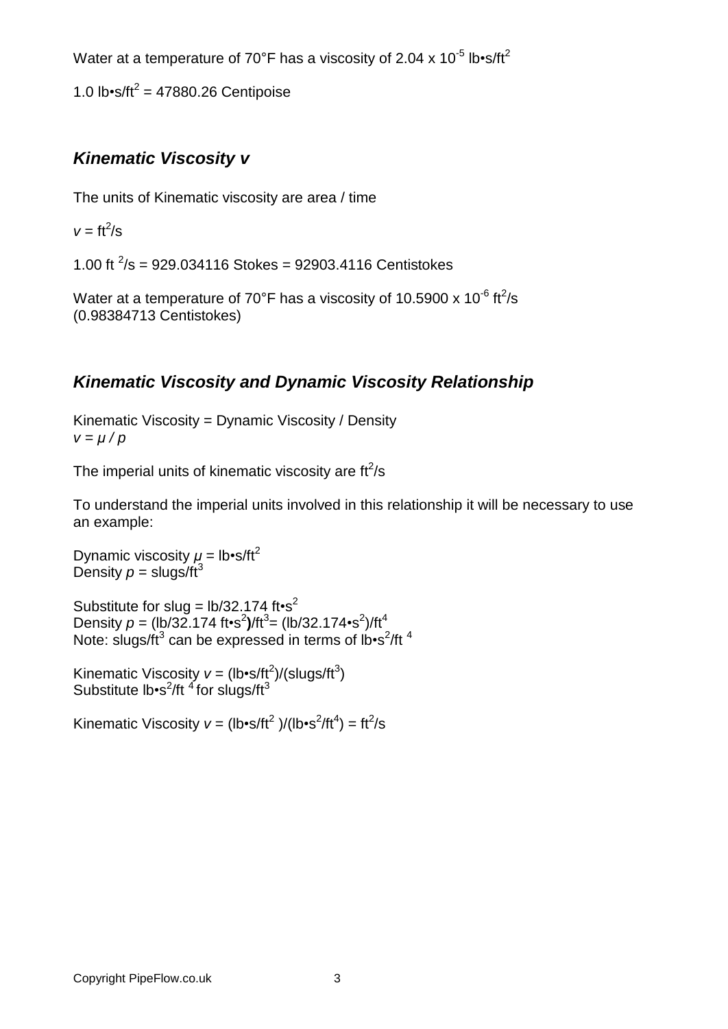Water at a temperature of 70°F has a viscosity of $2.04 \times 10^{-5}$ lb•s/ft$^2$

1.0 lb•s/ft$^2$ = 47880.26 Centipoise

## *Kinematic Viscosity v*

The units of Kinematic viscosity are area / time

$v$ = ft$^2$/s

1.00 ft $^2$/s = 929.034116 Stokes = 92903.4116 Centistokes

Water at a temperature of 70°F has a viscosity of $10.5900 \times 10^{-6}$ ft$^2$/s (0.98384713 Centistokes)

## *Kinematic Viscosity and Dynamic Viscosity Relationship*

Kinematic Viscosity = Dynamic Viscosity / Density
$v = \mu / p$

The imperial units of kinematic viscosity are ft$^2$/s

To understand the imperial units involved in this relationship it will be necessary to use an example:

Dynamic viscosity $\mu$ = lb•s/ft$^2$
Density $p$ = slugs/ft$^3$

Substitute for slug = lb/32.174 ft•s$^2$
Density $p$ = (lb/32.174 ft•s$^2$)/ft$^3$= (lb/32.174•s$^2$)/ft$^4$
Note: slugs/ft$^3$ can be expressed in terms of lb•s$^2$/ft $^4$

Kinematic Viscosity $v$ = (lb•s/ft$^2$)/(slugs/ft$^3$)
Substitute lb•s$^2$/ft $^4$ for slugs/ft$^3$

Kinematic Viscosity $v$ = (lb•s/ft$^2$ )/(lb•s$^2$/ft$^4$) = ft$^2$/s